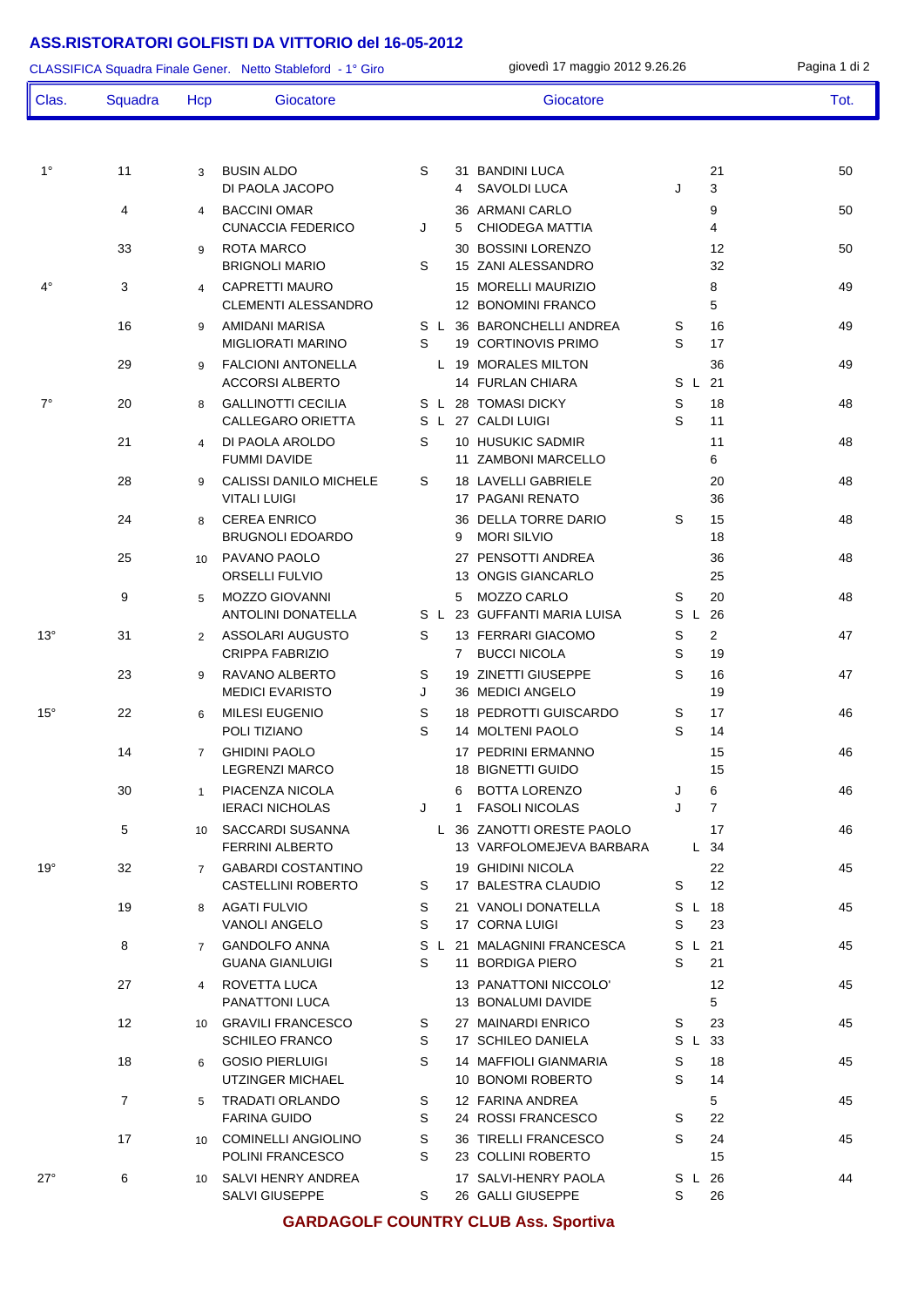# ASS.RISTORATORI GOLFISTI DA VITTORIO del 16-05-2012

CLASSIFICA Squadra Finale Gener. Netto Stableford - 1° Giro — giovedì 17 maggio 2012 9.26.26

| Clas. | Squadra | Hcp | Giocatore | | Hcp | Giocatore | | | Tot. |
|---|---|---|---|---|---|---|---|---|---|
| 1° | 11 | 3 | BUSIN ALDO | S | 31 | BANDINI LUCA | | 21 | 50 |
| | | | DI PAOLA JACOPO | | 4 | SAVOLDI LUCA | J | 3 | |
| | 4 | 4 | BACCINI OMAR | | 36 | ARMANI CARLO | | 9 | 50 |
| | | | CUNACCIA FEDERICO | J | 5 | CHIODEGA MATTIA | | 4 | |
| | 33 | 9 | ROTA MARCO | | 30 | BOSSINI LORENZO | | 12 | 50 |
| | | | BRIGNOLI MARIO | S | 15 | ZANI ALESSANDRO | | 32 | |
| 4° | 3 | 4 | CAPRETTI MAURO | | 15 | MORELLI MAURIZIO | | 8 | 49 |
| | | | CLEMENTI ALESSANDRO | | 12 | BONOMINI FRANCO | | 5 | |
| | 16 | 9 | AMIDANI MARISA | S L | 36 | BARONCHELLI ANDREA | S | 16 | 49 |
| | | | MIGLIORATI MARINO | S | 19 | CORTINOVIS PRIMO | S | 17 | |
| | 29 | 9 | FALCIONI ANTONELLA | L | 19 | MORALES MILTON | | 36 | 49 |
| | | | ACCORSI ALBERTO | | 14 | FURLAN CHIARA | S L | 21 | |
| 7° | 20 | 8 | GALLINOTTI CECILIA | S L | 28 | TOMASI DICKY | S | 18 | 48 |
| | | | CALLEGARO ORIETTA | S L | 27 | CALDI LUIGI | S | 11 | |
| | 21 | 4 | DI PAOLA AROLDO | S | 10 | HUSUKIC SADMIR | | 11 | 48 |
| | | | FUMMI DAVIDE | | 11 | ZAMBONI MARCELLO | | 6 | |
| | 28 | 9 | CALISSI DANILO MICHELE | S | 18 | LAVELLI GABRIELE | | 20 | 48 |
| | | | VITALI LUIGI | | 17 | PAGANI RENATO | | 36 | |
| | 24 | 8 | CEREA ENRICO | | 36 | DELLA TORRE DARIO | S | 15 | 48 |
| | | | BRUGNOLI EDOARDO | | 9 | MORI SILVIO | | 18 | |
| | 25 | 10 | PAVANO PAOLO | | 27 | PENSOTTI ANDREA | | 36 | 48 |
| | | | ORSELLI FULVIO | | 13 | ONGIS GIANCARLO | | 25 | |
| | 9 | 5 | MOZZO GIOVANNI | | 5 | MOZZO CARLO | S | 20 | 48 |
| | | | ANTOLINI DONATELLA | S L | 23 | GUFFANTI MARIA LUISA | S L | 26 | |
| 13° | 31 | 2 | ASSOLARI AUGUSTO | S | 13 | FERRARI GIACOMO | S | 2 | 47 |
| | | | CRIPPA FABRIZIO | | 7 | BUCCI NICOLA | S | 19 | |
| | 23 | 9 | RAVANO ALBERTO | S | 19 | ZINETTI GIUSEPPE | S | 16 | 47 |
| | | | MEDICI EVARISTO | J | 36 | MEDICI ANGELO | | 19 | |
| 15° | 22 | 6 | MILESI EUGENIO | S | 18 | PEDROTTI GUISCARDO | S | 17 | 46 |
| | | | POLI TIZIANO | S | 14 | MOLTENI PAOLO | S | 14 | |
| | 14 | 7 | GHIDINI PAOLO | | 17 | PEDRINI ERMANNO | | 15 | 46 |
| | | | LEGRENZI MARCO | | 18 | BIGNETTI GUIDO | | 15 | |
| | 30 | 1 | PIACENZA NICOLA | | 6 | BOTTA LORENZO | J | 6 | 46 |
| | | | IERACI NICHOLAS | J | 1 | FASOLI NICOLAS | J | 7 | |
| | 5 | 10 | SACCARDI SUSANNA | L | 36 | ZANOTTI ORESTE PAOLO | | 17 | 46 |
| | | | FERRINI ALBERTO | | 13 | VARFOLOMEJEVA BARBARA | L | 34 | |
| 19° | 32 | 7 | GABARDI COSTANTINO | | 19 | GHIDINI NICOLA | | 22 | 45 |
| | | | CASTELLINI ROBERTO | S | 17 | BALESTRA CLAUDIO | S | 12 | |
| | 19 | 8 | AGATI FULVIO | S | 21 | VANOLI DONATELLA | S L | 18 | 45 |
| | | | VANOLI ANGELO | S | 17 | CORNA LUIGI | S | 23 | |
| | 8 | 7 | GANDOLFO ANNA | S L | 21 | MALAGNINI FRANCESCA | S L | 21 | 45 |
| | | | GUANA GIANLUIGI | S | 11 | BORDIGA PIERO | S | 21 | |
| | 27 | 4 | ROVETTA LUCA | | 13 | PANATTONI NICCOLO' | | 12 | 45 |
| | | | PANATTONI LUCA | | 13 | BONALUMI DAVIDE | | 5 | |
| | 12 | 10 | GRAVILI FRANCESCO | S | 27 | MAINARDI ENRICO | S | 23 | 45 |
| | | | SCHILEO FRANCO | S | 17 | SCHILEO DANIELA | S L | 33 | |
| | 18 | 6 | GOSIO PIERLUIGI | S | 14 | MAFFIOLI GIANMARIA | S | 18 | 45 |
| | | | UTZINGER MICHAEL | | 10 | BONOMI ROBERTO | S | 14 | |
| | 7 | 5 | TRADATI ORLANDO | S | 12 | FARINA ANDREA | | 5 | 45 |
| | | | FARINA GUIDO | S | 24 | ROSSI FRANCESCO | S | 22 | |
| | 17 | 10 | COMINELLI ANGIOLINO | S | 36 | TIRELLI FRANCESCO | S | 24 | 45 |
| | | | POLINI FRANCESCO | S | 23 | COLLINI ROBERTO | | 15 | |
| 27° | 6 | 10 | SALVI HENRY ANDREA | | 17 | SALVI-HENRY PAOLA | S L | 26 | 44 |
| | | | SALVI GIUSEPPE | S | 26 | GALLI GIUSEPPE | S | 26 | |

**GARDAGOLF COUNTRY CLUB Ass. Sportiva**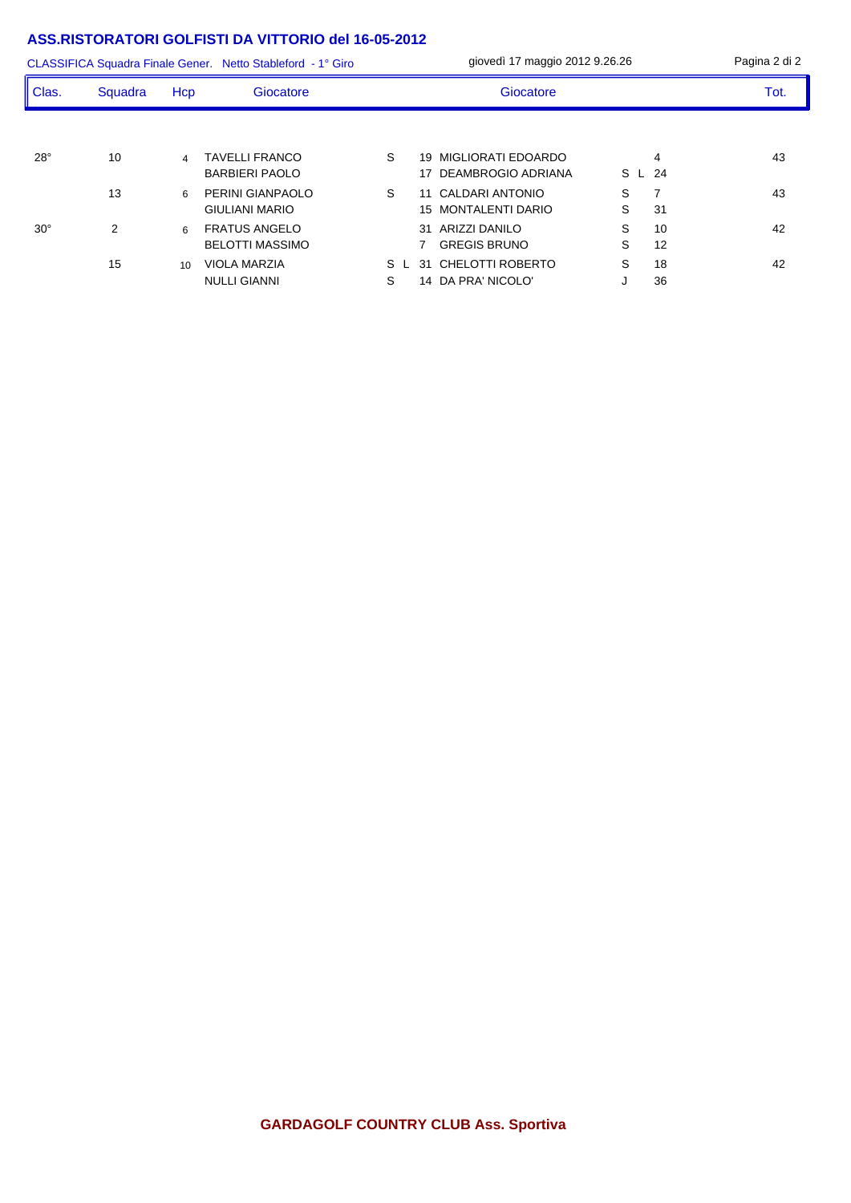## ASS.RISTORATORI GOLFISTI DA VITTORIO del 16-05-2012

CLASSIFICA Squadra Finale Gener. Netto Stableford - 1° Giro

| Clas. | Squadra | Hcp | Giocatore | | | Giocatore | | | Tot. |
|---|---|---|---|---|---|---|---|---|---|
| 28° | 10 | 4 | TAVELLI FRANCO | S | 19 | MIGLIORATI EDOARDO | | 4 | 43 |
| | | | BARBIERI PAOLO | | 17 | DEAMBROGIO ADRIANA | S L | 24 | |
| | 13 | 6 | PERINI GIANPAOLO | S | 11 | CALDARI ANTONIO | S | 7 | 43 |
| | | | GIULIANI MARIO | | 15 | MONTALENTI DARIO | S | 31 | |
| 30° | 2 | 6 | FRATUS ANGELO | | 31 | ARIZZI DANILO | S | 10 | 42 |
| | | | BELOTTI MASSIMO | | 7 | GREGIS BRUNO | S | 12 | |
| | 15 | 10 | VIOLA MARZIA | S L | 31 | CHELOTTI ROBERTO | S | 18 | 42 |
| | | | NULLI GIANNI | S | 14 | DA PRA' NICOLO' | J | 36 | |